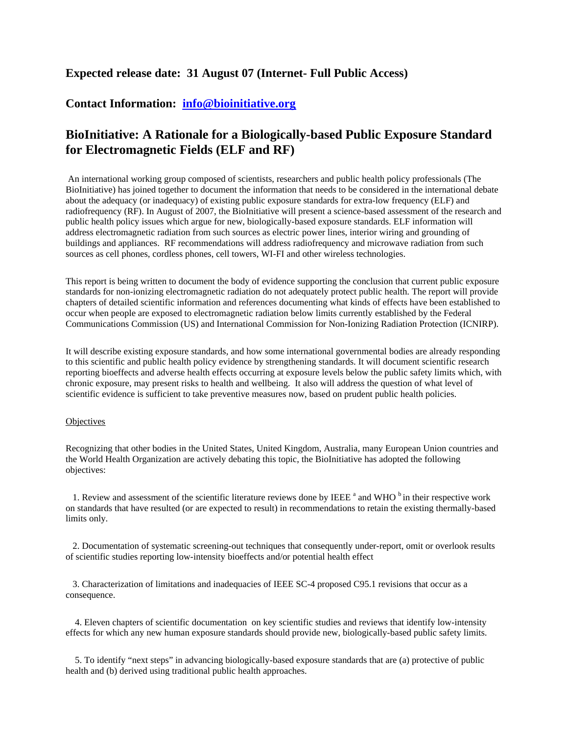**Expected release date: 31 August 07 (Internet- Full Public Access)**

**Contact Information: info@bioinitiative.org**

# BioInitiative: A Rationale for a Biologically-based Public Exposure Standard for Electromagnetic Fields (ELF and RF)

An international working group composed of scientists, researchers and public health policy professionals (The BioInitiative) has joined together to document the information that needs to be considered in the international debate about the adequacy (or inadequacy) of existing public exposure standards for extra-low frequency (ELF) and radiofrequency (RF). In August of 2007, the BioInitiative will present a science-based assessment of the research and public health policy issues which argue for new, biologically-based exposure standards. ELF information will address electromagnetic radiation from such sources as electric power lines, interior wiring and grounding of buildings and appliances. RF recommendations will address radiofrequency and microwave radiation from such sources as cell phones, cordless phones, cell towers, WI-FI and other wireless technologies.

This report is being written to document the body of evidence supporting the conclusion that current public exposure standards for non-ionizing electromagnetic radiation do not adequately protect public health. The report will provide chapters of detailed scientific information and references documenting what kinds of effects have been established to occur when people are exposed to electromagnetic radiation below limits currently established by the Federal Communications Commission (US) and International Commission for Non-Ionizing Radiation Protection (ICNIRP).

It will describe existing exposure standards, and how some international governmental bodies are already responding to this scientific and public health policy evidence by strengthening standards. It will document scientific research reporting bioeffects and adverse health effects occurring at exposure levels below the public safety limits which, with chronic exposure, may present risks to health and wellbeing. It also will address the question of what level of scientific evidence is sufficient to take preventive measures now, based on prudent public health policies.

Objectives

Recognizing that other bodies in the United States, United Kingdom, Australia, many European Union countries and the World Health Organization are actively debating this topic, the BioInitiative has adopted the following objectives:

1. Review and assessment of the scientific literature reviews done by IEEE [a] and WHO [b] in their respective work on standards that have resulted (or are expected to result) in recommendations to retain the existing thermally-based limits only.

2. Documentation of systematic screening-out techniques that consequently under-report, omit or overlook results of scientific studies reporting low-intensity bioeffects and/or potential health effect

3. Characterization of limitations and inadequacies of IEEE SC-4 proposed C95.1 revisions that occur as a consequence.

4. Eleven chapters of scientific documentation on key scientific studies and reviews that identify low-intensity effects for which any new human exposure standards should provide new, biologically-based public safety limits.

5. To identify "next steps" in advancing biologically-based exposure standards that are (a) protective of public health and (b) derived using traditional public health approaches.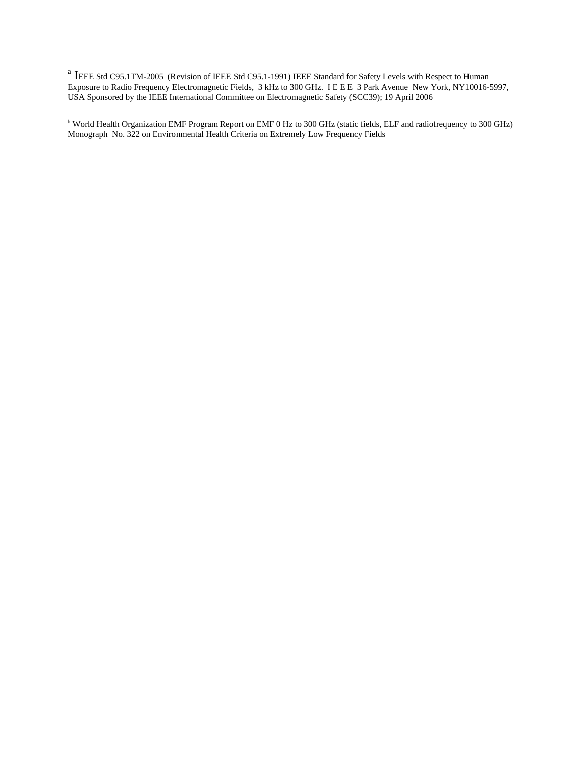[a] IEEE Std C95.1TM-2005 (Revision of IEEE Std C95.1-1991) IEEE Standard for Safety Levels with Respect to Human Exposure to Radio Frequency Electromagnetic Fields, 3 kHz to 300 GHz. I E E E 3 Park Avenue New York, NY10016-5997, USA Sponsored by the IEEE International Committee on Electromagnetic Safety (SCC39); 19 April 2006

[b] World Health Organization EMF Program Report on EMF 0 Hz to 300 GHz (static fields, ELF and radiofrequency to 300 GHz) Monograph No. 322 on Environmental Health Criteria on Extremely Low Frequency Fields